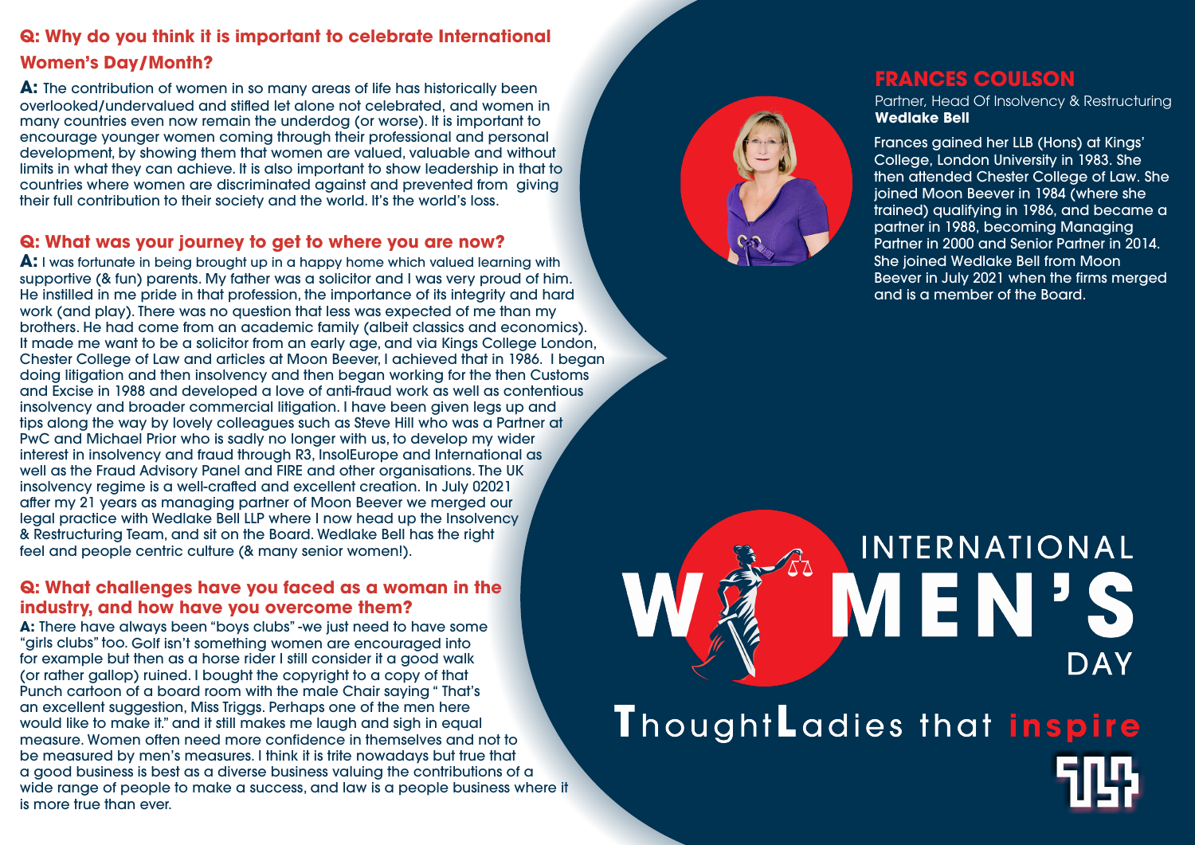## Q: Why do you think it is important to celebrate International Women's Day/Month?

**A:** The contribution of women in so many areas of life has historically been overlooked/undervalued and stifled let alone not celebrated, and women in many countries even now remain the underdog (or worse). It is important to encourage younger women coming through their professional and personal development, by showing them that women are valued, valuable and without limits in what they can achieve. It is also important to show leadership in that to countries where women are discriminated against and prevented from giving their full contribution to their society and the world. It's the world's loss.

## Q: What was your journey to get to where you are now?

**A:** I was fortunate in being brought up in a happy home which valued learning with supportive (& fun) parents. My father was a solicitor and I was very proud of him. He instilled in me pride in that profession, the importance of its integrity and hard work (and play). There was no question that less was expected of me than my brothers. He had come from an academic family (albeit classics and economics). It made me want to be a solicitor from an early age, and via Kings College London, Chester College of Law and articles at Moon Beever, I achieved that in 1986. I began doing litigation and then insolvency and then began working for the then Customs and Excise in 1988 and developed a love of anti-fraud work as well as contentious insolvency and broader commercial litigation. I have been given legs up and tips along the way by lovely colleagues such as Steve Hill who was a Partner at PwC and Michael Prior who is sadly no longer with us, to develop my wider interest in insolvency and fraud through R3, InsolEurope and International as well as the Fraud Advisory Panel and FIRE and other organisations. The UK insolvency regime is a well-crafted and excellent creation. In July 02021 after my 21 years as managing partner of Moon Beever we merged our legal practice with Wedlake Bell LLP where I now head up the Insolvency & Restructuring Team, and sit on the Board. Wedlake Bell has the right feel and people centric culture (& many senior women!).

## Q: What challenges have you faced as a woman in the industry, and how have you overcome them?

**A:** There have always been "boys clubs" -we just need to have some "girls clubs" too. Golf isn't something women are encouraged into for example but then as a horse rider I still consider it a good walk (or rather gallop) ruined. I bought the copyright to a copy of that Punch cartoon of a board room with the male Chair saying " That's an excellent suggestion, Miss Triggs. Perhaps one of the men here would like to make it." and it still makes me laugh and sigh in equal measure. Women often need more confidence in themselves and not to be measured by men's measures. I think it is trite nowadays but true that a good business is best as a diverse business valuing the contributions of a wide range of people to make a success, and law is a people business where it is more true than ever.

## FRANCES COULSON

Partner, Head Of Insolvency & Restructuring
**Wedlake Bell**

Frances gained her LLB (Hons) at Kings' College, London University in 1983. She then attended Chester College of Law. She joined Moon Beever in 1984 (where she trained) qualifying in 1986, and became a partner in 1988, becoming Managing Partner in 2000 and Senior Partner in 2014. She joined Wedlake Bell from Moon Beever in July 2021 when the firms merged and is a member of the Board.

INTERNATIONAL WOMEN'S DAY

ThoughtLadies that inspire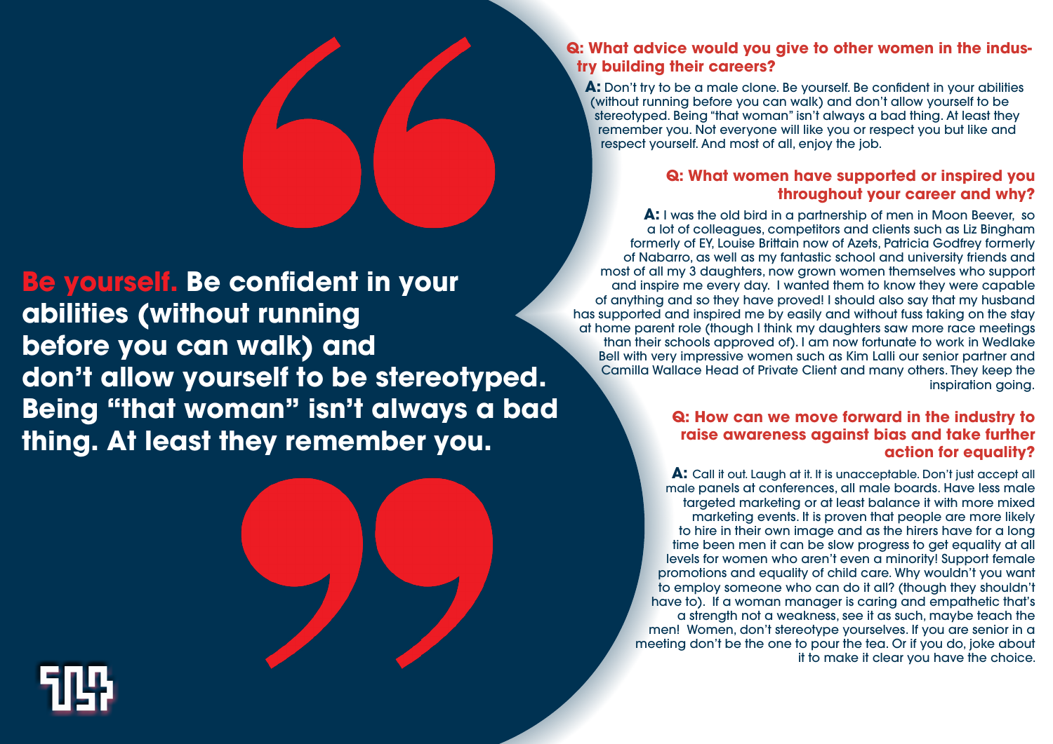**Be yourself.** **Be confident in your abilities (without running before you can walk) and don't allow yourself to be stereotyped. Being "that woman" isn't always a bad thing. At least they remember you.**

**Q: What advice would you give to other women in the industry building their careers?**

**A:** Don't try to be a male clone. Be yourself. Be confident in your abilities (without running before you can walk) and don't allow yourself to be stereotyped. Being "that woman" isn't always a bad thing. At least they remember you. Not everyone will like you or respect you but like and respect yourself. And most of all, enjoy the job.

**Q: What women have supported or inspired you throughout your career and why?**

**A:** I was the old bird in a partnership of men in Moon Beever, so a lot of colleagues, competitors and clients such as Liz Bingham formerly of EY, Louise Brittain now of Azets, Patricia Godfrey formerly of Nabarro, as well as my fantastic school and university friends and most of all my 3 daughters, now grown women themselves who support and inspire me every day. I wanted them to know they were capable of anything and so they have proved! I should also say that my husband has supported and inspired me by easily and without fuss taking on the stay at home parent role (though I think my daughters saw more race meetings than their schools approved of). I am now fortunate to work in Wedlake Bell with very impressive women such as Kim Lalli our senior partner and Camilla Wallace Head of Private Client and many others. They keep the inspiration going.

**Q: How can we move forward in the industry to raise awareness against bias and take further action for equality?**

**A:** Call it out. Laugh at it. It is unacceptable. Don't just accept all male panels at conferences, all male boards. Have less male targeted marketing or at least balance it with more mixed marketing events. It is proven that people are more likely to hire in their own image and as the hirers have for a long time been men it can be slow progress to get equality at all levels for women who aren't even a minority! Support female promotions and equality of child care. Why wouldn't you want to employ someone who can do it all? (though they shouldn't have to). If a woman manager is caring and empathetic that's a strength not a weakness, see it as such, maybe teach the men! Women, don't stereotype yourselves. If you are senior in a meeting don't be the one to pour the tea. Or if you do, joke about it to make it clear you have the choice.